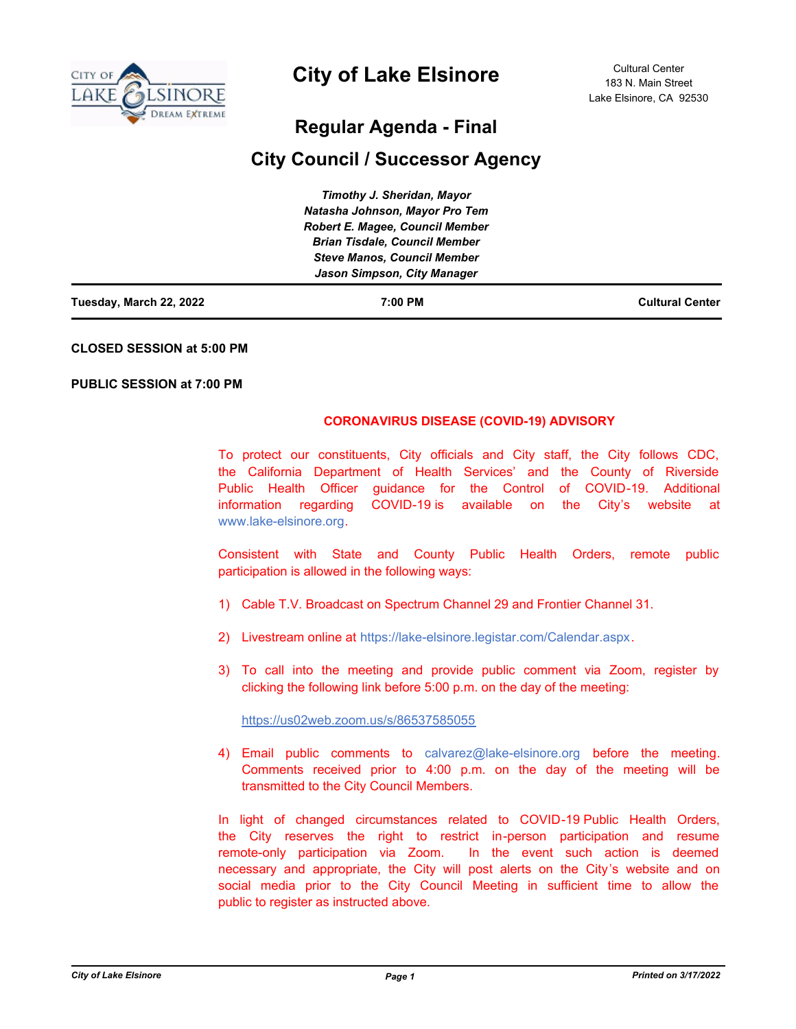# City of Lake Elsinore

Cultural Center
183 N. Main Street
Lake Elsinore, CA 92530

## Regular Agenda - Final

## City Council / Successor Agency

*Timothy J. Sheridan, Mayor*
*Natasha Johnson, Mayor Pro Tem*
*Robert E. Magee, Council Member*
*Brian Tisdale, Council Member*
*Steve Manos, Council Member*
*Jason Simpson, City Manager*

**Tuesday, March 22, 2022** | **7:00 PM** | **Cultural Center**

**CLOSED SESSION at 5:00 PM**

**PUBLIC SESSION at 7:00 PM**

**CORONAVIRUS DISEASE (COVID-19) ADVISORY**

To protect our constituents, City officials and City staff, the City follows CDC, the California Department of Health Services' and the County of Riverside Public Health Officer guidance for the Control of COVID-19. Additional information regarding COVID-19 is available on the City's website at www.lake-elsinore.org.

Consistent with State and County Public Health Orders, remote public participation is allowed in the following ways:

1) Cable T.V. Broadcast on Spectrum Channel 29 and Frontier Channel 31.

2) Livestream online at https://lake-elsinore.legistar.com/Calendar.aspx.

3) To call into the meeting and provide public comment via Zoom, register by clicking the following link before 5:00 p.m. on the day of the meeting:

   https://us02web.zoom.us/s/86537585055

4) Email public comments to calvarez@lake-elsinore.org before the meeting. Comments received prior to 4:00 p.m. on the day of the meeting will be transmitted to the City Council Members.

In light of changed circumstances related to COVID-19 Public Health Orders, the City reserves the right to restrict in-person participation and resume remote-only participation via Zoom. In the event such action is deemed necessary and appropriate, the City will post alerts on the City's website and on social media prior to the City Council Meeting in sufficient time to allow the public to register as instructed above.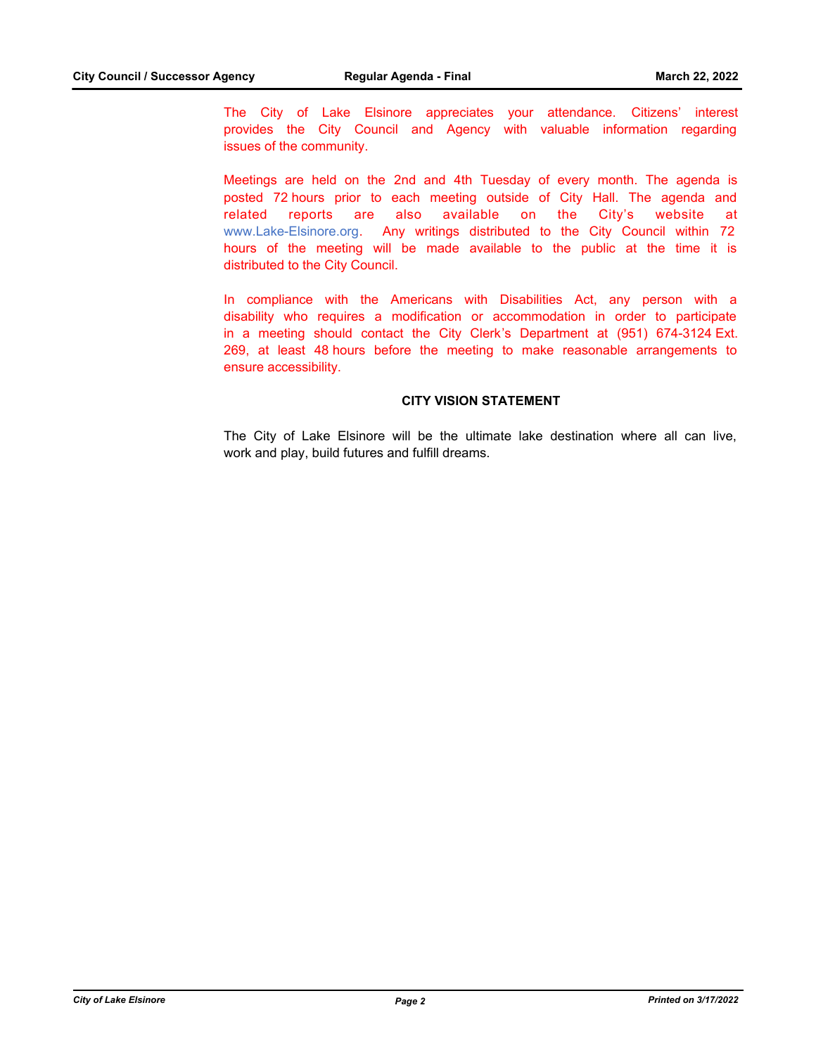The City of Lake Elsinore appreciates your attendance. Citizens' interest provides the City Council and Agency with valuable information regarding issues of the community.

Meetings are held on the 2nd and 4th Tuesday of every month. The agenda is posted 72 hours prior to each meeting outside of City Hall. The agenda and related reports are also available on the City's website at www.Lake-Elsinore.org. Any writings distributed to the City Council within 72 hours of the meeting will be made available to the public at the time it is distributed to the City Council.

In compliance with the Americans with Disabilities Act, any person with a disability who requires a modification or accommodation in order to participate in a meeting should contact the City Clerk's Department at (951) 674-3124 Ext. 269, at least 48 hours before the meeting to make reasonable arrangements to ensure accessibility.

**CITY VISION STATEMENT**

The City of Lake Elsinore will be the ultimate lake destination where all can live, work and play, build futures and fulfill dreams.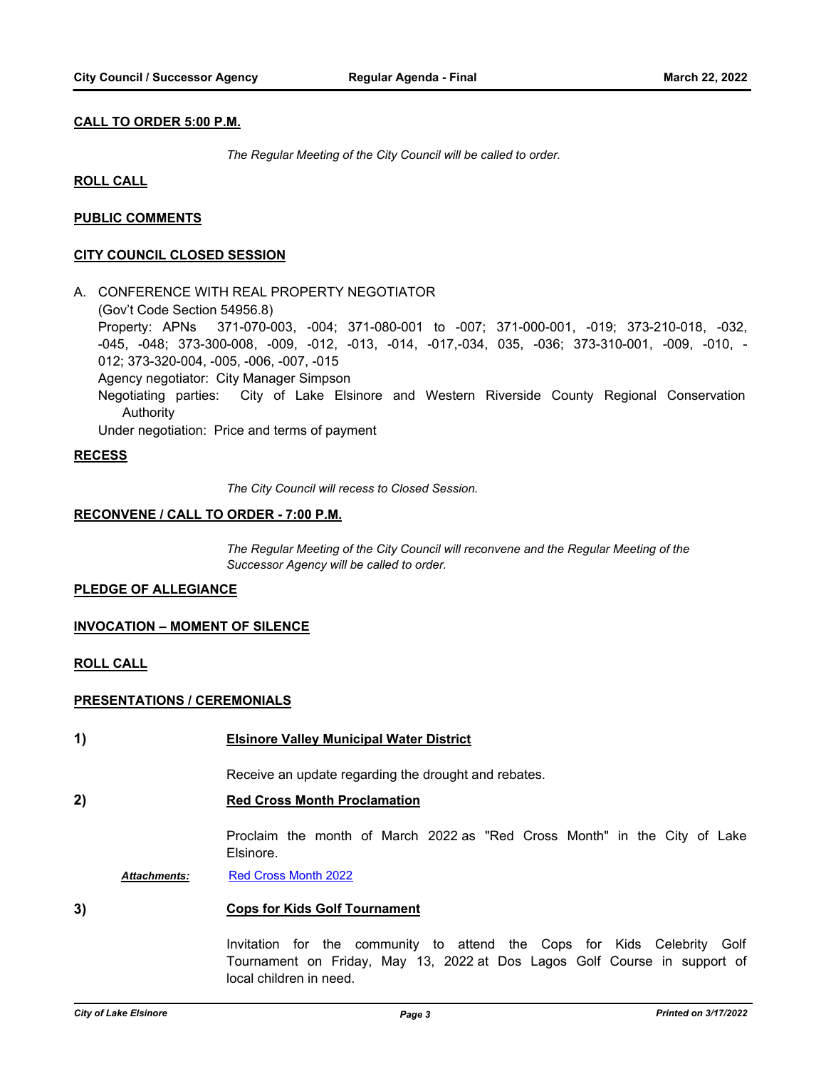**CALL TO ORDER 5:00 P.M.**

*The Regular Meeting of the City Council will be called to order.*

**ROLL CALL**

**PUBLIC COMMENTS**

**CITY COUNCIL CLOSED SESSION**

A. CONFERENCE WITH REAL PROPERTY NEGOTIATOR
(Gov't Code Section 54956.8)
Property: APNs 371-070-003, -004; 371-080-001 to -007; 371-000-001, -019; 373-210-018, -032, -045, -048; 373-300-008, -009, -012, -013, -014, -017,-034, 035, -036; 373-310-001, -009, -010, -012; 373-320-004, -005, -006, -007, -015
Agency negotiator: City Manager Simpson
Negotiating parties: City of Lake Elsinore and Western Riverside County Regional Conservation Authority
Under negotiation: Price and terms of payment

**RECESS**

*The City Council will recess to Closed Session.*

**RECONVENE / CALL TO ORDER - 7:00 P.M.**

*The Regular Meeting of the City Council will reconvene and the Regular Meeting of the Successor Agency will be called to order.*

**PLEDGE OF ALLEGIANCE**

**INVOCATION – MOMENT OF SILENCE**

**ROLL CALL**

**PRESENTATIONS / CEREMONIALS**

**1) Elsinore Valley Municipal Water District**

Receive an update regarding the drought and rebates.

**2) Red Cross Month Proclamation**

Proclaim the month of March 2022 as "Red Cross Month" in the City of Lake Elsinore.

***Attachments:*** Red Cross Month 2022

**3) Cops for Kids Golf Tournament**

Invitation for the community to attend the Cops for Kids Celebrity Golf Tournament on Friday, May 13, 2022 at Dos Lagos Golf Course in support of local children in need.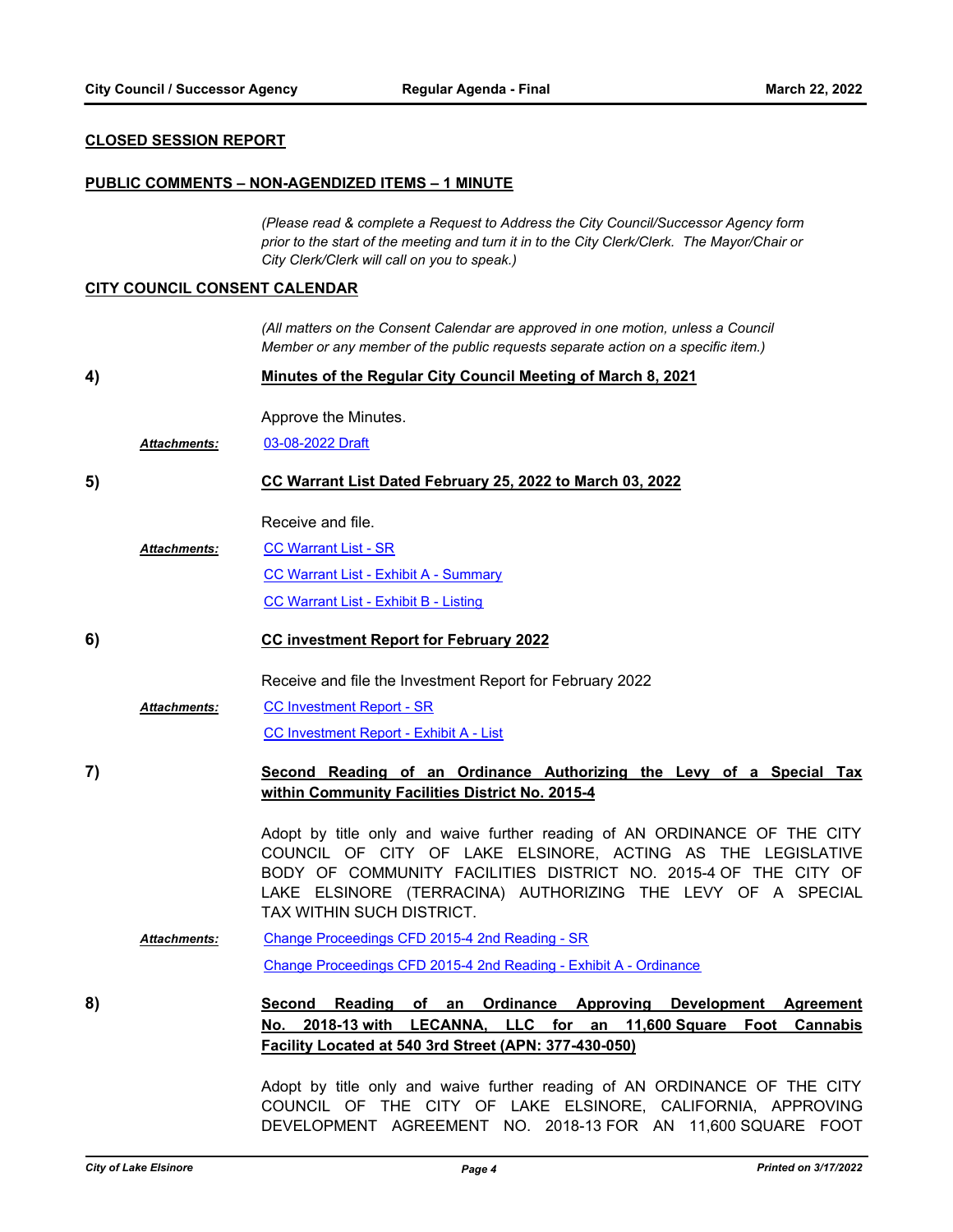**CLOSED SESSION REPORT**

**PUBLIC COMMENTS – NON-AGENDIZED ITEMS – 1 MINUTE**

*(Please read & complete a Request to Address the City Council/Successor Agency form prior to the start of the meeting and turn it in to the City Clerk/Clerk. The Mayor/Chair or City Clerk/Clerk will call on you to speak.)*

**CITY COUNCIL CONSENT CALENDAR**

*(All matters on the Consent Calendar are approved in one motion, unless a Council Member or any member of the public requests separate action on a specific item.)*

**4)** **Minutes of the Regular City Council Meeting of March 8, 2021**

Approve the Minutes.

***Attachments:*** 03-08-2022 Draft

**5)** **CC Warrant List Dated February 25, 2022 to March 03, 2022**

Receive and file.

***Attachments:*** CC Warrant List - SR

CC Warrant List - Exhibit A - Summary

CC Warrant List - Exhibit B - Listing

**6)** **CC investment Report for February 2022**

Receive and file the Investment Report for February 2022

***Attachments:*** CC Investment Report - SR

CC Investment Report - Exhibit A - List

**7)** **Second Reading of an Ordinance Authorizing the Levy of a Special Tax within Community Facilities District No. 2015-4**

Adopt by title only and waive further reading of AN ORDINANCE OF THE CITY COUNCIL OF CITY OF LAKE ELSINORE, ACTING AS THE LEGISLATIVE BODY OF COMMUNITY FACILITIES DISTRICT NO. 2015-4 OF THE CITY OF LAKE ELSINORE (TERRACINA) AUTHORIZING THE LEVY OF A SPECIAL TAX WITHIN SUCH DISTRICT.

***Attachments:*** Change Proceedings CFD 2015-4 2nd Reading - SR

Change Proceedings CFD 2015-4 2nd Reading - Exhibit A - Ordinance

**8)** **Second Reading of an Ordinance Approving Development Agreement No. 2018-13 with LECANNA, LLC for an 11,600 Square Foot Cannabis Facility Located at 540 3rd Street (APN: 377-430-050)**

Adopt by title only and waive further reading of AN ORDINANCE OF THE CITY COUNCIL OF THE CITY OF LAKE ELSINORE, CALIFORNIA, APPROVING DEVELOPMENT AGREEMENT NO. 2018-13 FOR AN 11,600 SQUARE FOOT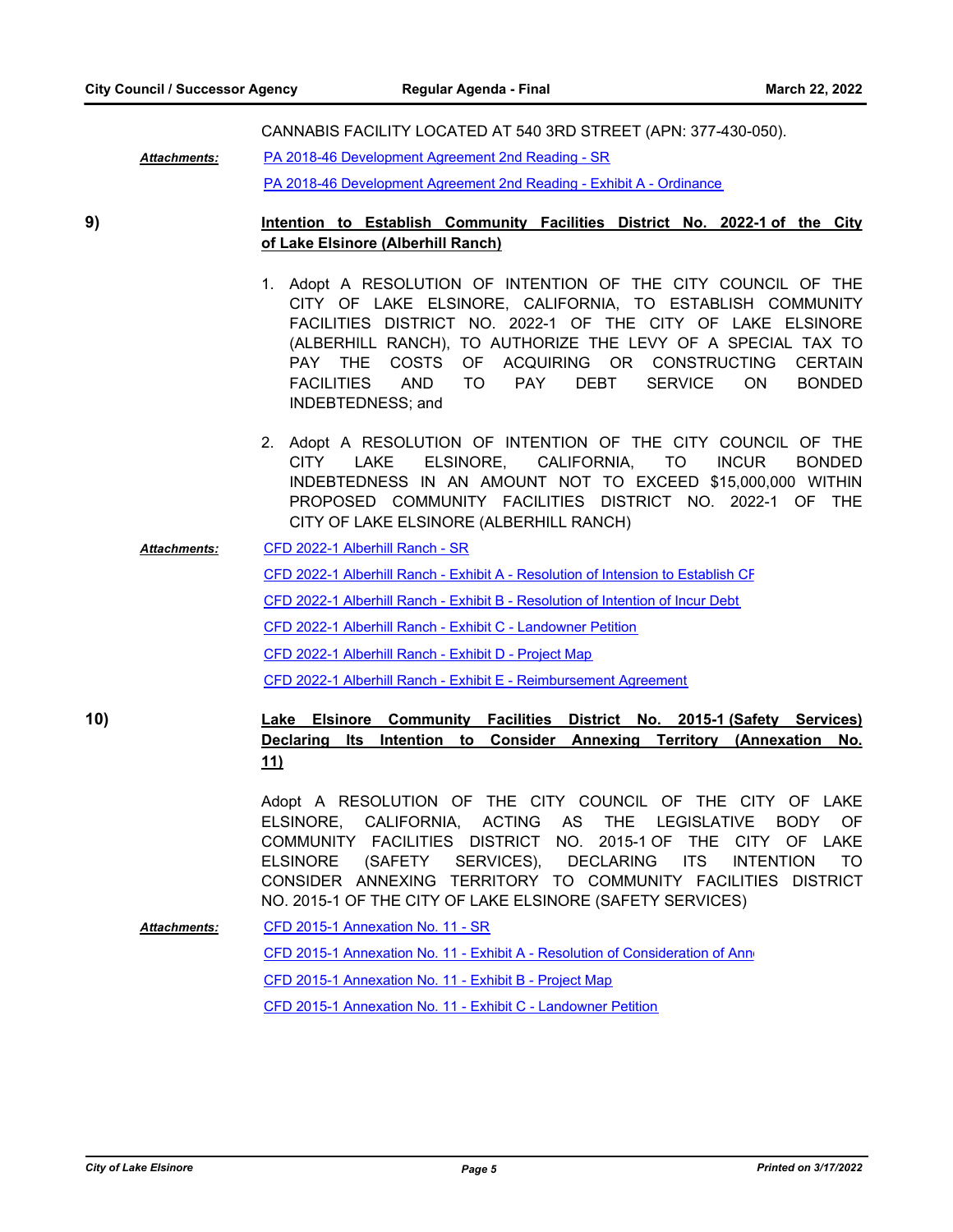CANNABIS FACILITY LOCATED AT 540 3RD STREET (APN: 377-430-050).

***Attachments:***
PA 2018-46 Development Agreement 2nd Reading - SR
PA 2018-46 Development Agreement 2nd Reading - Exhibit A - Ordinance

**9)** **Intention to Establish Community Facilities District No. 2022-1 of the City of Lake Elsinore (Alberhill Ranch)**

1. Adopt A RESOLUTION OF INTENTION OF THE CITY COUNCIL OF THE CITY OF LAKE ELSINORE, CALIFORNIA, TO ESTABLISH COMMUNITY FACILITIES DISTRICT NO. 2022-1 OF THE CITY OF LAKE ELSINORE (ALBERHILL RANCH), TO AUTHORIZE THE LEVY OF A SPECIAL TAX TO PAY THE COSTS OF ACQUIRING OR CONSTRUCTING CERTAIN FACILITIES AND TO PAY DEBT SERVICE ON BONDED INDEBTEDNESS; and

2. Adopt A RESOLUTION OF INTENTION OF THE CITY COUNCIL OF THE CITY LAKE ELSINORE, CALIFORNIA, TO INCUR BONDED INDEBTEDNESS IN AN AMOUNT NOT TO EXCEED $15,000,000 WITHIN PROPOSED COMMUNITY FACILITIES DISTRICT NO. 2022-1 OF THE CITY OF LAKE ELSINORE (ALBERHILL RANCH)

***Attachments:***
CFD 2022-1 Alberhill Ranch - SR
CFD 2022-1 Alberhill Ranch - Exhibit A - Resolution of Intension to Establish CF
CFD 2022-1 Alberhill Ranch - Exhibit B - Resolution of Intention of Incur Debt
CFD 2022-1 Alberhill Ranch - Exhibit C - Landowner Petition
CFD 2022-1 Alberhill Ranch - Exhibit D - Project Map
CFD 2022-1 Alberhill Ranch - Exhibit E - Reimbursement Agreement

**10)** **Lake Elsinore Community Facilities District No. 2015-1 (Safety Services) Declaring Its Intention to Consider Annexing Territory (Annexation No. 11)**

Adopt A RESOLUTION OF THE CITY COUNCIL OF THE CITY OF LAKE ELSINORE, CALIFORNIA, ACTING AS THE LEGISLATIVE BODY OF COMMUNITY FACILITIES DISTRICT NO. 2015-1 OF THE CITY OF LAKE ELSINORE (SAFETY SERVICES), DECLARING ITS INTENTION TO CONSIDER ANNEXING TERRITORY TO COMMUNITY FACILITIES DISTRICT NO. 2015-1 OF THE CITY OF LAKE ELSINORE (SAFETY SERVICES)

***Attachments:***
CFD 2015-1 Annexation No. 11 - SR
CFD 2015-1 Annexation No. 11 - Exhibit A - Resolution of Consideration of Ann
CFD 2015-1 Annexation No. 11 - Exhibit B - Project Map
CFD 2015-1 Annexation No. 11 - Exhibit C - Landowner Petition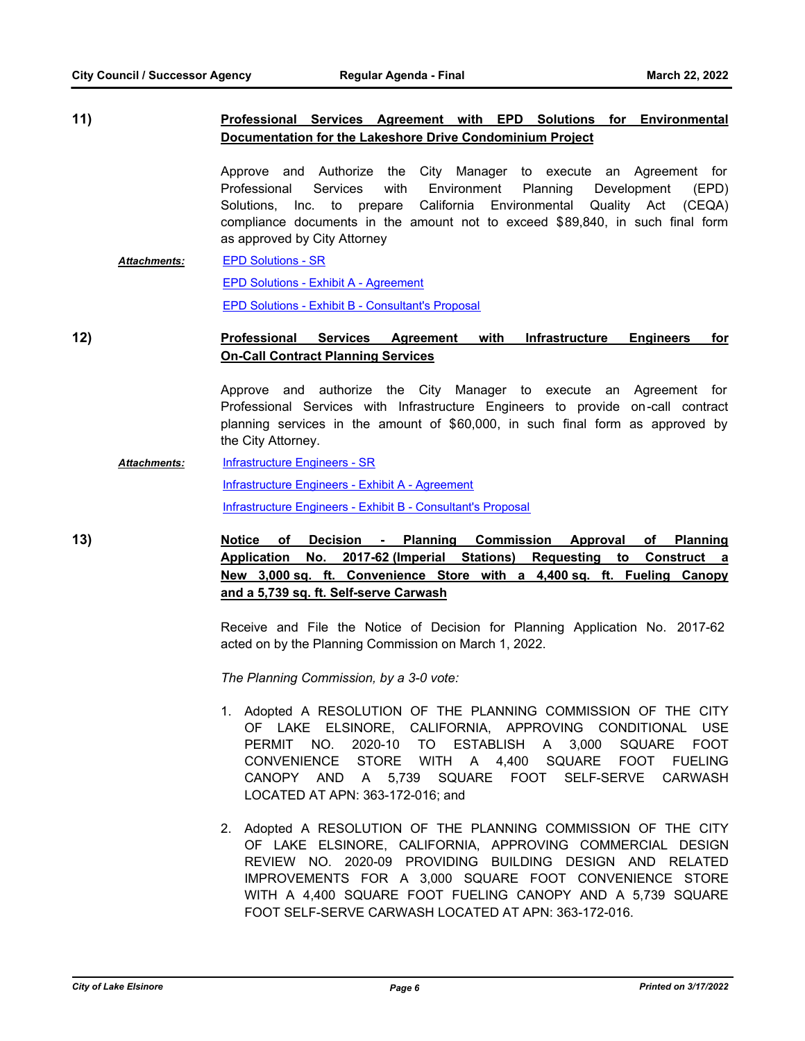**11) Professional Services Agreement with EPD Solutions for Environmental Documentation for the Lakeshore Drive Condominium Project**

Approve and Authorize the City Manager to execute an Agreement for Professional Services with Environment Planning Development (EPD) Solutions, Inc. to prepare California Environmental Quality Act (CEQA) compliance documents in the amount not to exceed $89,840, in such final form as approved by City Attorney

***Attachments:*** EPD Solutions - SR
EPD Solutions - Exhibit A - Agreement
EPD Solutions - Exhibit B - Consultant's Proposal

**12) Professional Services Agreement with Infrastructure Engineers for On-Call Contract Planning Services**

Approve and authorize the City Manager to execute an Agreement for Professional Services with Infrastructure Engineers to provide on-call contract planning services in the amount of $60,000, in such final form as approved by the City Attorney.

***Attachments:*** Infrastructure Engineers - SR
Infrastructure Engineers - Exhibit A - Agreement
Infrastructure Engineers - Exhibit B - Consultant's Proposal

**13) Notice of Decision - Planning Commission Approval of Planning Application No. 2017-62 (Imperial Stations) Requesting to Construct a New 3,000 sq. ft. Convenience Store with a 4,400 sq. ft. Fueling Canopy and a 5,739 sq. ft. Self-serve Carwash**

Receive and File the Notice of Decision for Planning Application No. 2017-62 acted on by the Planning Commission on March 1, 2022.

*The Planning Commission, by a 3-0 vote:*

1. Adopted A RESOLUTION OF THE PLANNING COMMISSION OF THE CITY OF LAKE ELSINORE, CALIFORNIA, APPROVING CONDITIONAL USE PERMIT NO. 2020-10 TO ESTABLISH A 3,000 SQUARE FOOT CONVENIENCE STORE WITH A 4,400 SQUARE FOOT FUELING CANOPY AND A 5,739 SQUARE FOOT SELF-SERVE CARWASH LOCATED AT APN: 363-172-016; and

2. Adopted A RESOLUTION OF THE PLANNING COMMISSION OF THE CITY OF LAKE ELSINORE, CALIFORNIA, APPROVING COMMERCIAL DESIGN REVIEW NO. 2020-09 PROVIDING BUILDING DESIGN AND RELATED IMPROVEMENTS FOR A 3,000 SQUARE FOOT CONVENIENCE STORE WITH A 4,400 SQUARE FOOT FUELING CANOPY AND A 5,739 SQUARE FOOT SELF-SERVE CARWASH LOCATED AT APN: 363-172-016.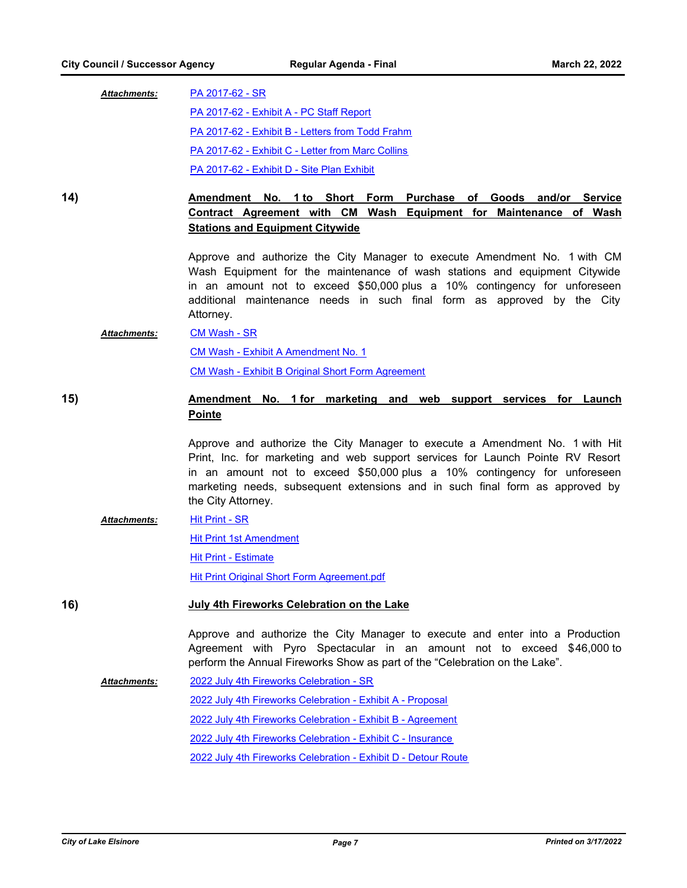***Attachments:*** [PA 2017-62 - SR]

[PA 2017-62 - Exhibit A - PC Staff Report]

[PA 2017-62 - Exhibit B - Letters from Todd Frahm]

[PA 2017-62 - Exhibit C - Letter from Marc Collins]

[PA 2017-62 - Exhibit D - Site Plan Exhibit]

**14)** **Amendment No. 1 to Short Form Purchase of Goods and/or Service Contract Agreement with CM Wash Equipment for Maintenance of Wash Stations and Equipment Citywide**

Approve and authorize the City Manager to execute Amendment No. 1 with CM Wash Equipment for the maintenance of wash stations and equipment Citywide in an amount not to exceed $50,000 plus a 10% contingency for unforeseen additional maintenance needs in such final form as approved by the City Attorney.

***Attachments:*** [CM Wash - SR]

[CM Wash - Exhibit A Amendment No. 1]

[CM Wash - Exhibit B Original Short Form Agreement]

**15)** **Amendment No. 1 for marketing and web support services for Launch Pointe**

Approve and authorize the City Manager to execute a Amendment No. 1 with Hit Print, Inc. for marketing and web support services for Launch Pointe RV Resort in an amount not to exceed $50,000 plus a 10% contingency for unforeseen marketing needs, subsequent extensions and in such final form as approved by the City Attorney.

***Attachments:*** [Hit Print - SR]

[Hit Print 1st Amendment]

[Hit Print - Estimate]

[Hit Print Original Short Form Agreement.pdf]

**16)** **July 4th Fireworks Celebration on the Lake**

Approve and authorize the City Manager to execute and enter into a Production Agreement with Pyro Spectacular in an amount not to exceed $46,000 to perform the Annual Fireworks Show as part of the "Celebration on the Lake".

***Attachments:*** [2022 July 4th Fireworks Celebration - SR]

[2022 July 4th Fireworks Celebration - Exhibit A - Proposal]

[2022 July 4th Fireworks Celebration - Exhibit B - Agreement]

[2022 July 4th Fireworks Celebration - Exhibit C - Insurance]

[2022 July 4th Fireworks Celebration - Exhibit D - Detour Route]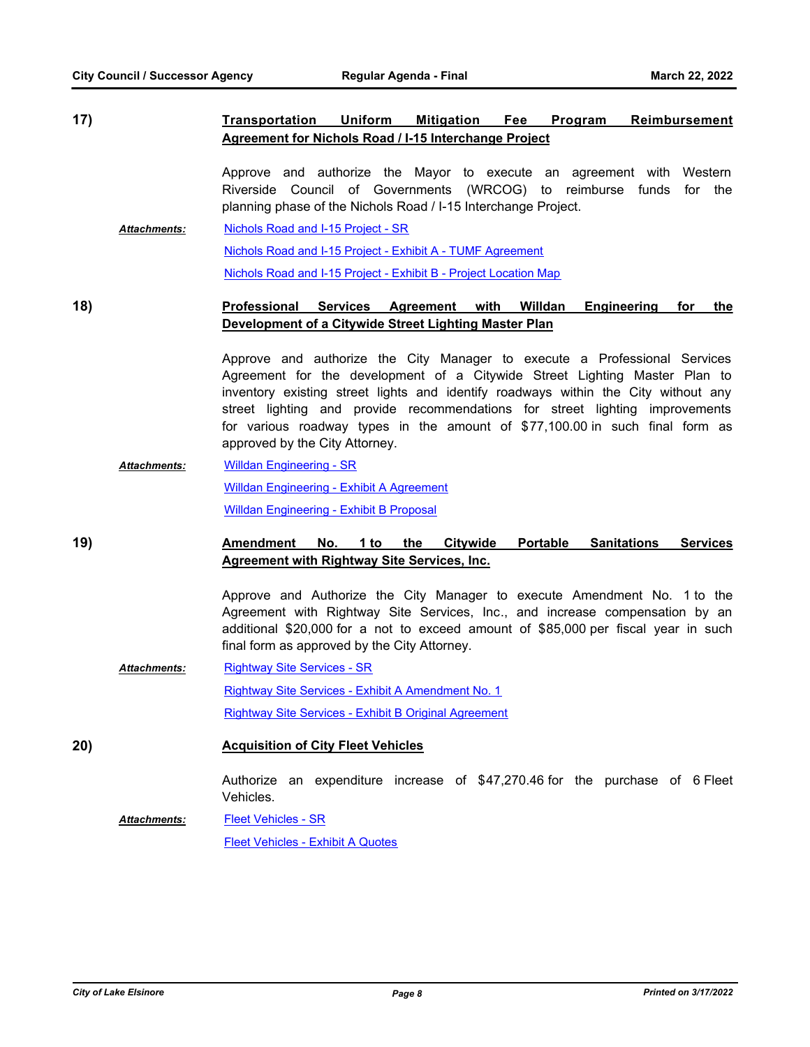**17)** **Transportation Uniform Mitigation Fee Program Reimbursement Agreement for Nichols Road / I-15 Interchange Project**

Approve and authorize the Mayor to execute an agreement with Western Riverside Council of Governments (WRCOG) to reimburse funds for the planning phase of the Nichols Road / I-15 Interchange Project.

***Attachments:*** Nichols Road and I-15 Project - SR
Nichols Road and I-15 Project - Exhibit A - TUMF Agreement
Nichols Road and I-15 Project - Exhibit B - Project Location Map

**18)** **Professional Services Agreement with Willdan Engineering for the Development of a Citywide Street Lighting Master Plan**

Approve and authorize the City Manager to execute a Professional Services Agreement for the development of a Citywide Street Lighting Master Plan to inventory existing street lights and identify roadways within the City without any street lighting and provide recommendations for street lighting improvements for various roadway types in the amount of $77,100.00 in such final form as approved by the City Attorney.

***Attachments:*** Willdan Engineering - SR
Willdan Engineering - Exhibit A Agreement
Willdan Engineering - Exhibit B Proposal

**19)** **Amendment No. 1 to the Citywide Portable Sanitations Services Agreement with Rightway Site Services, Inc.**

Approve and Authorize the City Manager to execute Amendment No. 1 to the Agreement with Rightway Site Services, Inc., and increase compensation by an additional $20,000 for a not to exceed amount of $85,000 per fiscal year in such final form as approved by the City Attorney.

***Attachments:*** Rightway Site Services - SR
Rightway Site Services - Exhibit A Amendment No. 1
Rightway Site Services - Exhibit B Original Agreement

**20)** **Acquisition of City Fleet Vehicles**

Authorize an expenditure increase of $47,270.46 for the purchase of 6 Fleet Vehicles.

***Attachments:*** Fleet Vehicles - SR
Fleet Vehicles - Exhibit A Quotes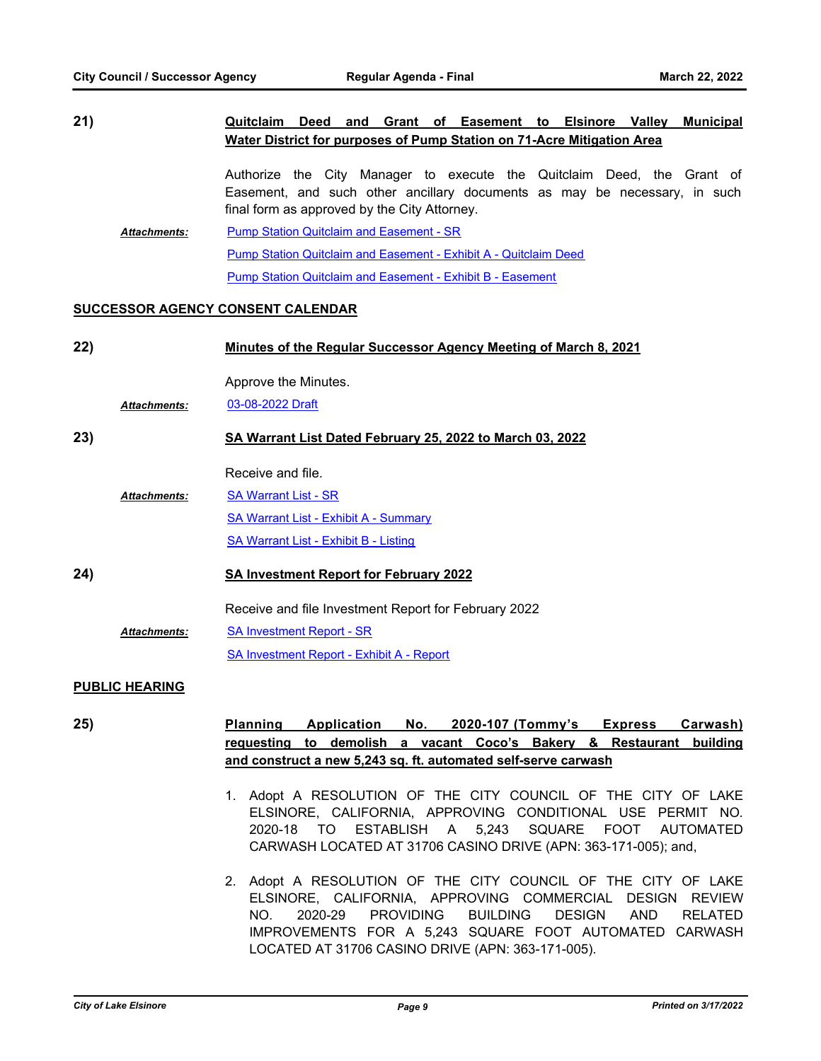**21)** **Quitclaim Deed and Grant of Easement to Elsinore Valley Municipal Water District for purposes of Pump Station on 71-Acre Mitigation Area**

Authorize the City Manager to execute the Quitclaim Deed, the Grant of Easement, and such other ancillary documents as may be necessary, in such final form as approved by the City Attorney.

***Attachments:*** Pump Station Quitclaim and Easement - SR
Pump Station Quitclaim and Easement - Exhibit A - Quitclaim Deed
Pump Station Quitclaim and Easement - Exhibit B - Easement

## SUCCESSOR AGENCY CONSENT CALENDAR

**22)** **Minutes of the Regular Successor Agency Meeting of March 8, 2021**

Approve the Minutes.

***Attachments:*** 03-08-2022 Draft

**23)** **SA Warrant List Dated February 25, 2022 to March 03, 2022**

Receive and file.

***Attachments:*** SA Warrant List - SR
SA Warrant List - Exhibit A - Summary
SA Warrant List - Exhibit B - Listing

**24)** **SA Investment Report for February 2022**

Receive and file Investment Report for February 2022

***Attachments:*** SA Investment Report - SR
SA Investment Report - Exhibit A - Report

## PUBLIC HEARING

**25)** **Planning Application No. 2020-107 (Tommy's Express Carwash) requesting to demolish a vacant Coco's Bakery & Restaurant building and construct a new 5,243 sq. ft. automated self-serve carwash**

1. Adopt A RESOLUTION OF THE CITY COUNCIL OF THE CITY OF LAKE ELSINORE, CALIFORNIA, APPROVING CONDITIONAL USE PERMIT NO. 2020-18 TO ESTABLISH A 5,243 SQUARE FOOT AUTOMATED CARWASH LOCATED AT 31706 CASINO DRIVE (APN: 363-171-005); and,

2. Adopt A RESOLUTION OF THE CITY COUNCIL OF THE CITY OF LAKE ELSINORE, CALIFORNIA, APPROVING COMMERCIAL DESIGN REVIEW NO. 2020-29 PROVIDING BUILDING DESIGN AND RELATED IMPROVEMENTS FOR A 5,243 SQUARE FOOT AUTOMATED CARWASH LOCATED AT 31706 CASINO DRIVE (APN: 363-171-005).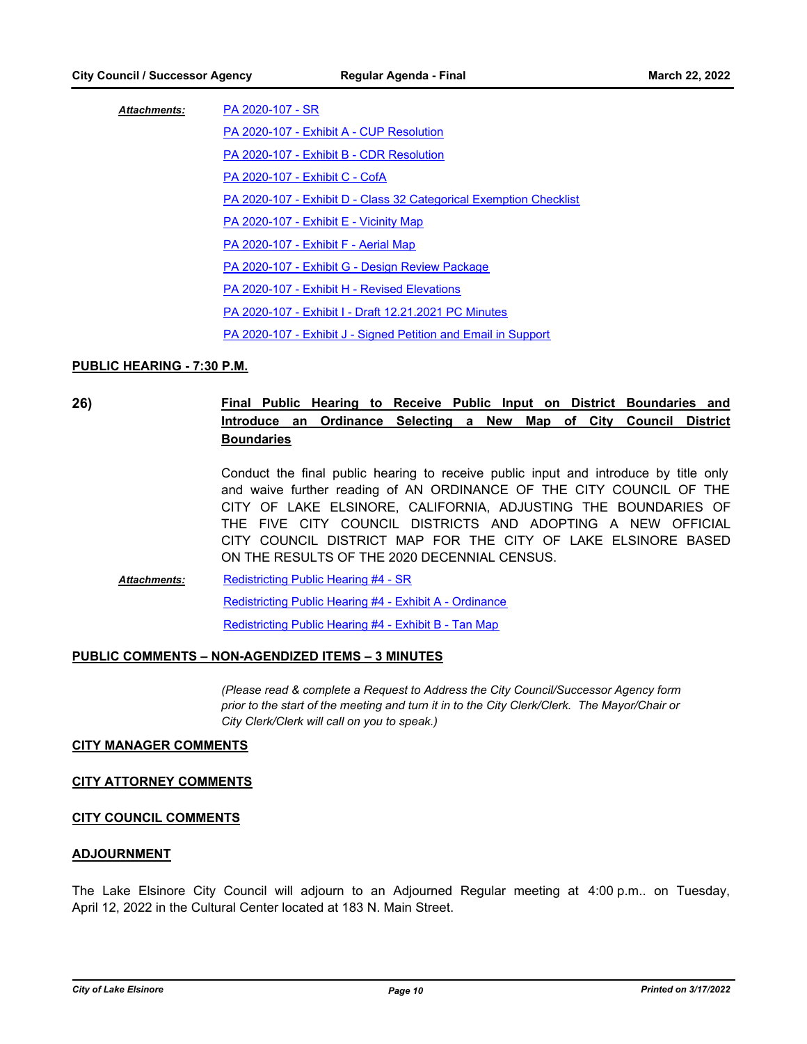***Attachments:*** PA 2020-107 - SR
PA 2020-107 - Exhibit A - CUP Resolution
PA 2020-107 - Exhibit B - CDR Resolution
PA 2020-107 - Exhibit C - CofA
PA 2020-107 - Exhibit D - Class 32 Categorical Exemption Checklist
PA 2020-107 - Exhibit E - Vicinity Map
PA 2020-107 - Exhibit F - Aerial Map
PA 2020-107 - Exhibit G - Design Review Package
PA 2020-107 - Exhibit H - Revised Elevations
PA 2020-107 - Exhibit I - Draft 12.21.2021 PC Minutes
PA 2020-107 - Exhibit J - Signed Petition and Email in Support

**PUBLIC HEARING - 7:30 P.M.**

**26)** **Final Public Hearing to Receive Public Input on District Boundaries and Introduce an Ordinance Selecting a New Map of City Council District Boundaries**

Conduct the final public hearing to receive public input and introduce by title only and waive further reading of AN ORDINANCE OF THE CITY COUNCIL OF THE CITY OF LAKE ELSINORE, CALIFORNIA, ADJUSTING THE BOUNDARIES OF THE FIVE CITY COUNCIL DISTRICTS AND ADOPTING A NEW OFFICIAL CITY COUNCIL DISTRICT MAP FOR THE CITY OF LAKE ELSINORE BASED ON THE RESULTS OF THE 2020 DECENNIAL CENSUS.

***Attachments:*** Redistricting Public Hearing #4 - SR
Redistricting Public Hearing #4 - Exhibit A - Ordinance
Redistricting Public Hearing #4 - Exhibit B - Tan Map

**PUBLIC COMMENTS – NON-AGENDIZED ITEMS – 3 MINUTES**

*(Please read & complete a Request to Address the City Council/Successor Agency form prior to the start of the meeting and turn it in to the City Clerk/Clerk. The Mayor/Chair or City Clerk/Clerk will call on you to speak.)*

**CITY MANAGER COMMENTS**

**CITY ATTORNEY COMMENTS**

**CITY COUNCIL COMMENTS**

**ADJOURNMENT**

The Lake Elsinore City Council will adjourn to an Adjourned Regular meeting at 4:00 p.m.. on Tuesday, April 12, 2022 in the Cultural Center located at 183 N. Main Street.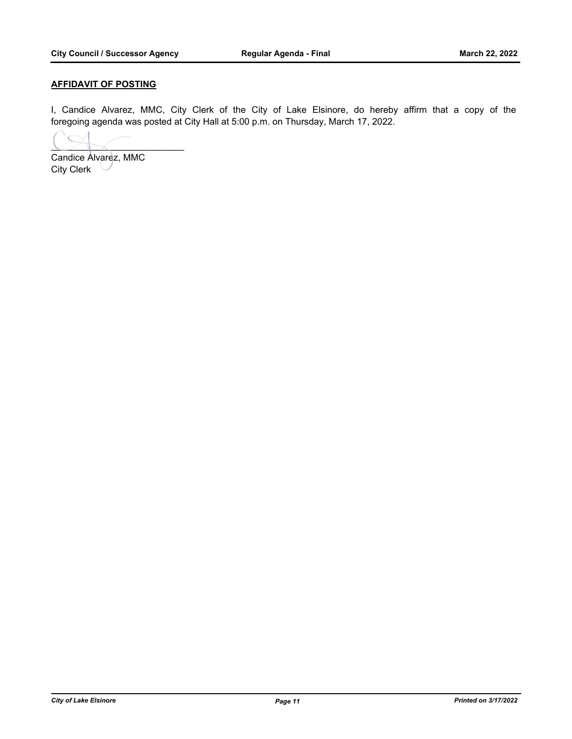**AFFIDAVIT OF POSTING**

I, Candice Alvarez, MMC, City Clerk of the City of Lake Elsinore, do hereby affirm that a copy of the foregoing agenda was posted at City Hall at 5:00 p.m. on Thursday, March 17, 2022.

_________________________

Candice Alvarez, MMC
City Clerk